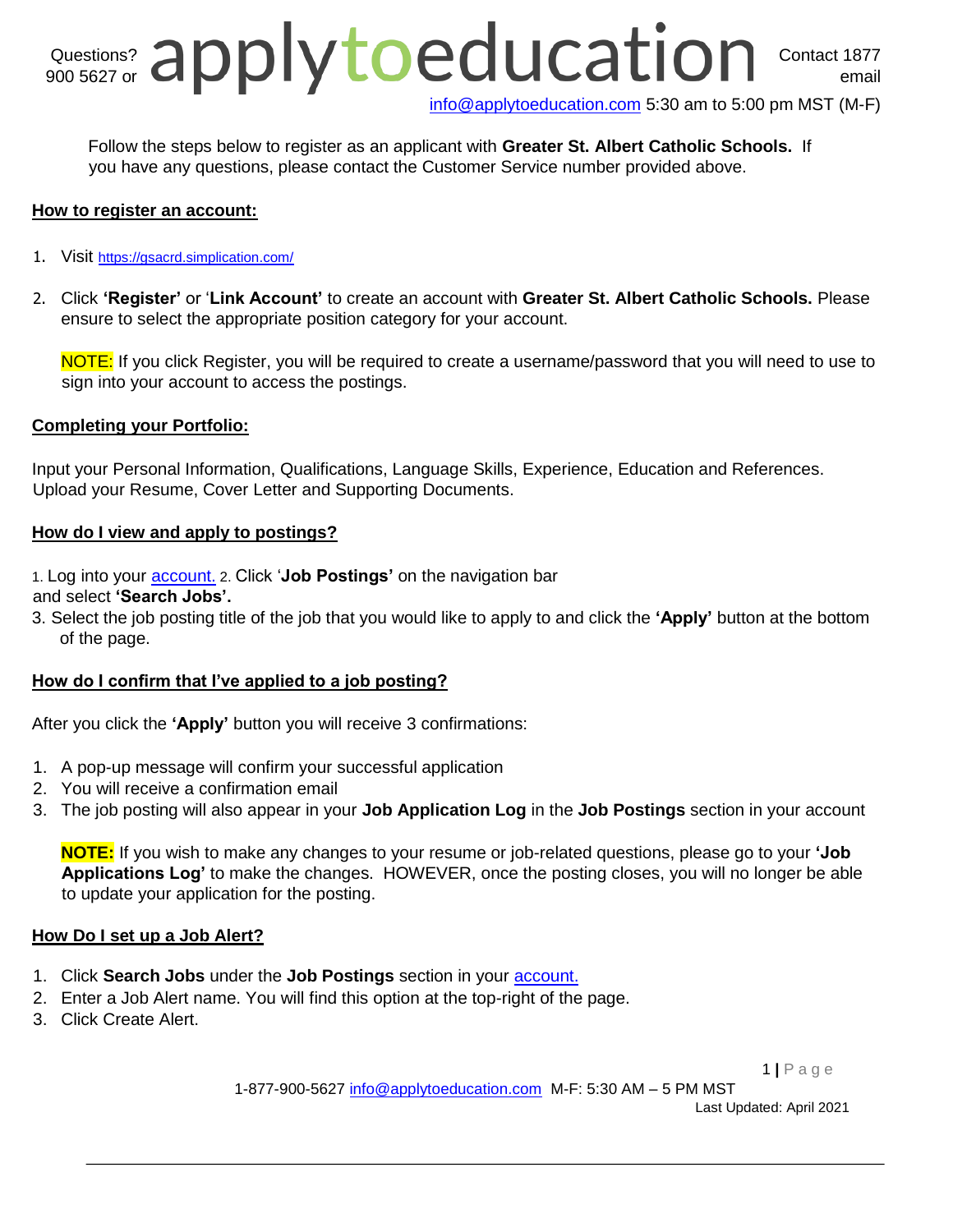Questions? Contact 1877 900 5627 or email **applytoeducation** [info@applytoeducation.com](mailto:info@applytoeducation.com) 5:30 am to 5:00 pm MST (M-F)

Follow the steps below to register as an applicant with **Greater St. Albert Catholic Schools.** If you have any questions, please contact the Customer Service number provided above.

## How to register an account:

1. Visit https://gsacrd.simplication.com/
2. Click **'Register'** or '**Link Account'** to create an account with **Greater St. Albert Catholic Schools.** Please ensure to select the appropriate position category for your account.

   NOTE: If you click Register, you will be required to create a username/password that you will need to use to sign into your account to access the postings.

## Completing your Portfolio:

Input your Personal Information, Qualifications, Language Skills, Experience, Education and References. Upload your Resume, Cover Letter and Supporting Documents.

## How do I view and apply to postings?

1. Log into your account.
2. Click '**Job Postings'** on the navigation bar and select **'Search Jobs'.**
3. Select the job posting title of the job that you would like to apply to and click the **'Apply'** button at the bottom of the page.

## How do I confirm that I've applied to a job posting?

After you click the **'Apply'** button you will receive 3 confirmations:

1. A pop-up message will confirm your successful application
2. You will receive a confirmation email
3. The job posting will also appear in your **Job Application Log** in the **Job Postings** section in your account

   **NOTE:** If you wish to make any changes to your resume or job-related questions, please go to your **'Job Applications Log'** to make the changes. HOWEVER, once the posting closes, you will no longer be able to update your application for the posting.

## How Do I set up a Job Alert?

1. Click **Search Jobs** under the **Job Postings** section in your account.
2. Enter a Job Alert name. You will find this option at the top-right of the page.
3. Click Create Alert.

1-877-900-5627 [info@applytoeducation.com](mailto:info@applytoeducation.com) M-F: 5:30 AM – 5 PM MST

Last Updated: April 2021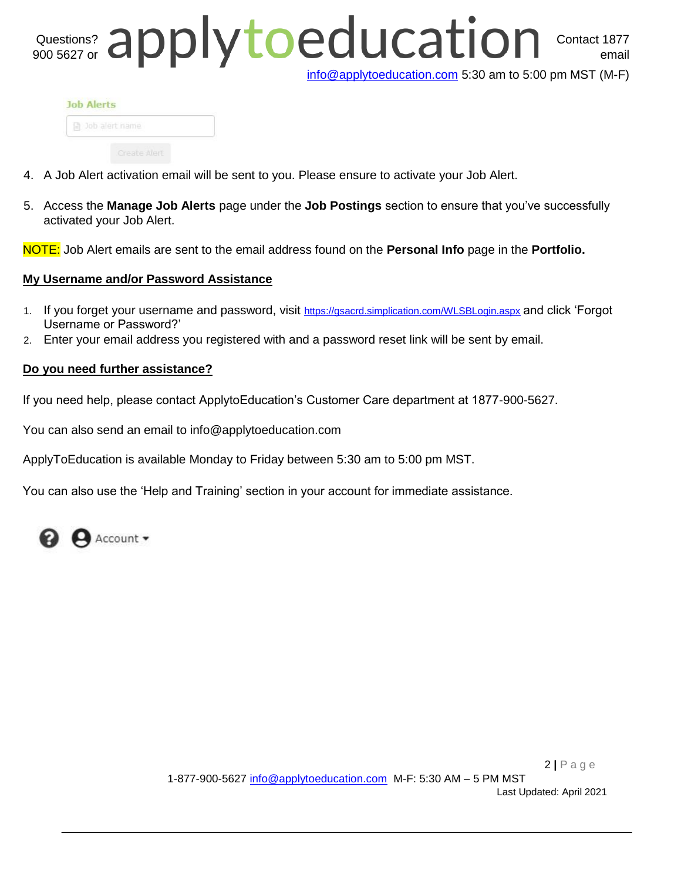4. A Job Alert activation email will be sent to you. Please ensure to activate your Job Alert.

5. Access the **Manage Job Alerts** page under the **Job Postings** section to ensure that you've successfully activated your Job Alert.

NOTE: Job Alert emails are sent to the email address found on the **Personal Info** page in the **Portfolio.**

**My Username and/or Password Assistance**

1. If you forget your username and password, visit https://gsacrd.simplication.com/WLSBLogin.aspx and click 'Forgot Username or Password?'
2. Enter your email address you registered with and a password reset link will be sent by email.

**Do you need further assistance?**

If you need help, please contact ApplytoEducation's Customer Care department at 1877-900-5627.

You can also send an email to info@applytoeducation.com

ApplyToEducation is available Monday to Friday between 5:30 am to 5:00 pm MST.

You can also use the 'Help and Training' section in your account for immediate assistance.